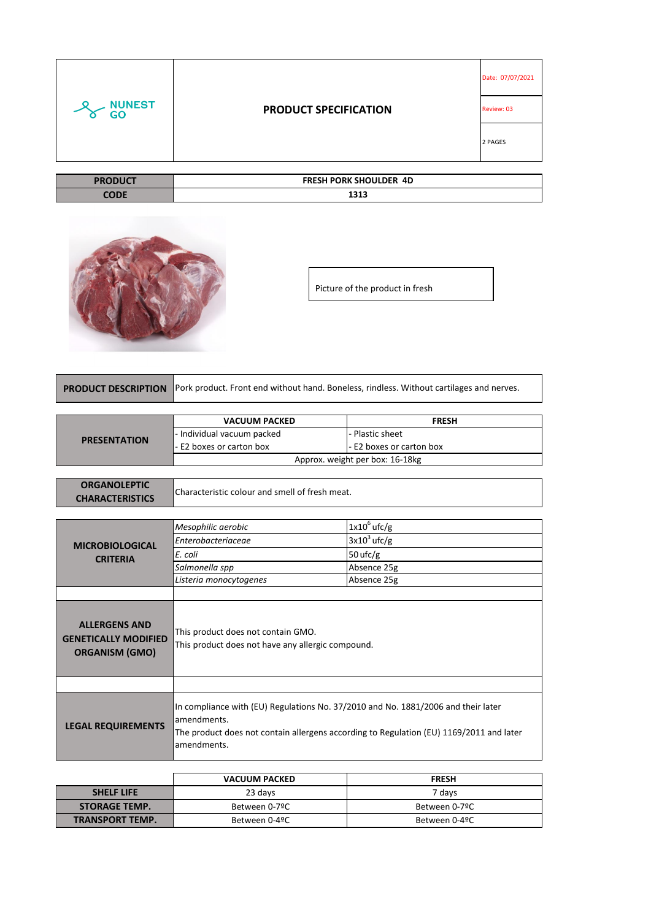| NUNEST GO | PRODUCT SPECIFICATION | Date: 07/07/2021 |
| --- | --- | --- |
| | | Review: 03 |
| | | 2 PAGES |

| PRODUCT | FRESH PORK SHOULDER 4D |
| --- | --- |
| CODE | 1313 |

Picture of the product in fresh

| PRODUCT DESCRIPTION | Pork product. Front end without hand. Boneless, rindless. Without cartilages and nerves. |
| --- | --- |

| PRESENTATION | VACUUM PACKED | FRESH |
| --- | --- | --- |
| | - Individual vacuum packed<br>- E2 boxes or carton box | - Plastic sheet<br>- E2 boxes or carton box |
| | Approx. weight per box: 16-18kg | |

| ORGANOLEPTIC CHARACTERISTICS | Characteristic colour and smell of fresh meat. |
| --- | --- |

| MICROBIOLOGICAL CRITERIA | | |
| --- | --- | --- |
| | *Mesophilic aerobic* | $1x10^6$ ufc/g |
| | *Enterobacteriaceae* | $3x10^3$ ufc/g |
| | *E. coli* | 50 ufc/g |
| | *Salmonella spp* | Absence 25g |
| | *Listeria monocytogenes* | Absence 25g |

| ALLERGENS AND GENETICALLY MODIFIED ORGANISM (GMO) | This product does not contain GMO.<br>This product does not have any allergic compound. |
| --- | --- |

| LEGAL REQUIREMENTS | In compliance with (EU) Regulations No. 37/2010 and No. 1881/2006 and their later amendments.<br>The product does not contain allergens according to Regulation (EU) 1169/2011 and later amendments. |
| --- | --- |

| | VACUUM PACKED | FRESH |
| --- | --- | --- |
| SHELF LIFE | 23 days | 7 days |
| STORAGE TEMP. | Between 0-7ºC | Between 0-7ºC |
| TRANSPORT TEMP. | Between 0-4ºC | Between 0-4ºC |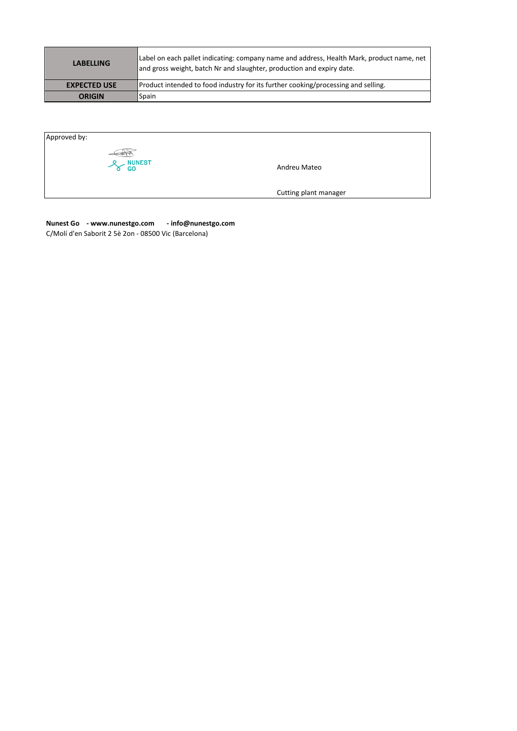| | |
|---|---|
| **LABELLING** | Label on each pallet indicating: company name and address, Health Mark, product name, net and gross weight, batch Nr and slaughter, production and expiry date. |
| **EXPECTED USE** | Product intended to food industry for its further cooking/processing and selling. |
| **ORIGIN** | Spain |

| | |
|---|---|
| Approved by: | |
| NUNEST GO | Andreu Mateo |
| | Cutting plant manager |

**Nunest Go - www.nunestgo.com - info@nunestgo.com**
C/Molí d'en Saborit 2 5è 2on - 08500 Vic (Barcelona)